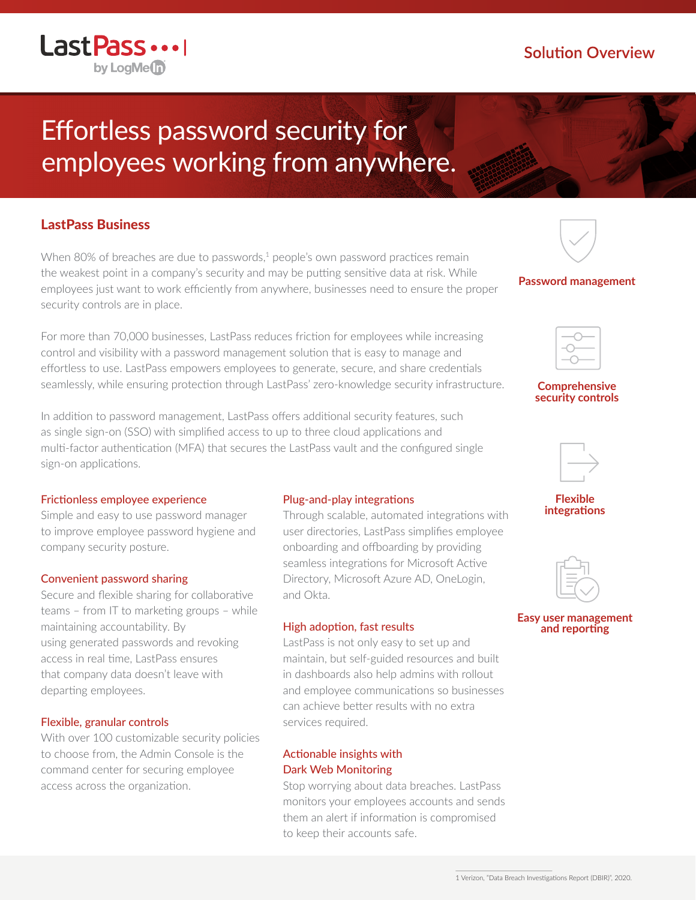LastPass by LogMeIn

Solution Overview

# Effortless password security for employees working from anywhere.

## LastPass Business

When 80% of breaches are due to passwords,[1] people's own password practices remain the weakest point in a company's security and may be putting sensitive data at risk. While employees just want to work efficiently from anywhere, businesses need to ensure the proper security controls are in place.

For more than 70,000 businesses, LastPass reduces friction for employees while increasing control and visibility with a password management solution that is easy to manage and effortless to use. LastPass empowers employees to generate, secure, and share credentials seamlessly, while ensuring protection through LastPass' zero-knowledge security infrastructure.

In addition to password management, LastPass offers additional security features, such as single sign-on (SSO) with simplified access to up to three cloud applications and multi-factor authentication (MFA) that secures the LastPass vault and the configured single sign-on applications.

### Frictionless employee experience

Simple and easy to use password manager to improve employee password hygiene and company security posture.

### Convenient password sharing

Secure and flexible sharing for collaborative teams – from IT to marketing groups – while maintaining accountability. By using generated passwords and revoking access in real time, LastPass ensures that company data doesn't leave with departing employees.

### Flexible, granular controls

With over 100 customizable security policies to choose from, the Admin Console is the command center for securing employee access across the organization.

### Plug-and-play integrations

Through scalable, automated integrations with user directories, LastPass simplifies employee onboarding and offboarding by providing seamless integrations for Microsoft Active Directory, Microsoft Azure AD, OneLogin, and Okta.

### High adoption, fast results

LastPass is not only easy to set up and maintain, but self-guided resources and built in dashboards also help admins with rollout and employee communications so businesses can achieve better results with no extra services required.

### Actionable insights with Dark Web Monitoring

Stop worrying about data breaches. LastPass monitors your employees accounts and sends them an alert if information is compromised to keep their accounts safe.

**Password management**

**Comprehensive security controls**

**Flexible integrations**

**Easy user management and reporting**

1 Verizon, "Data Breach Investigations Report (DBIR)", 2020.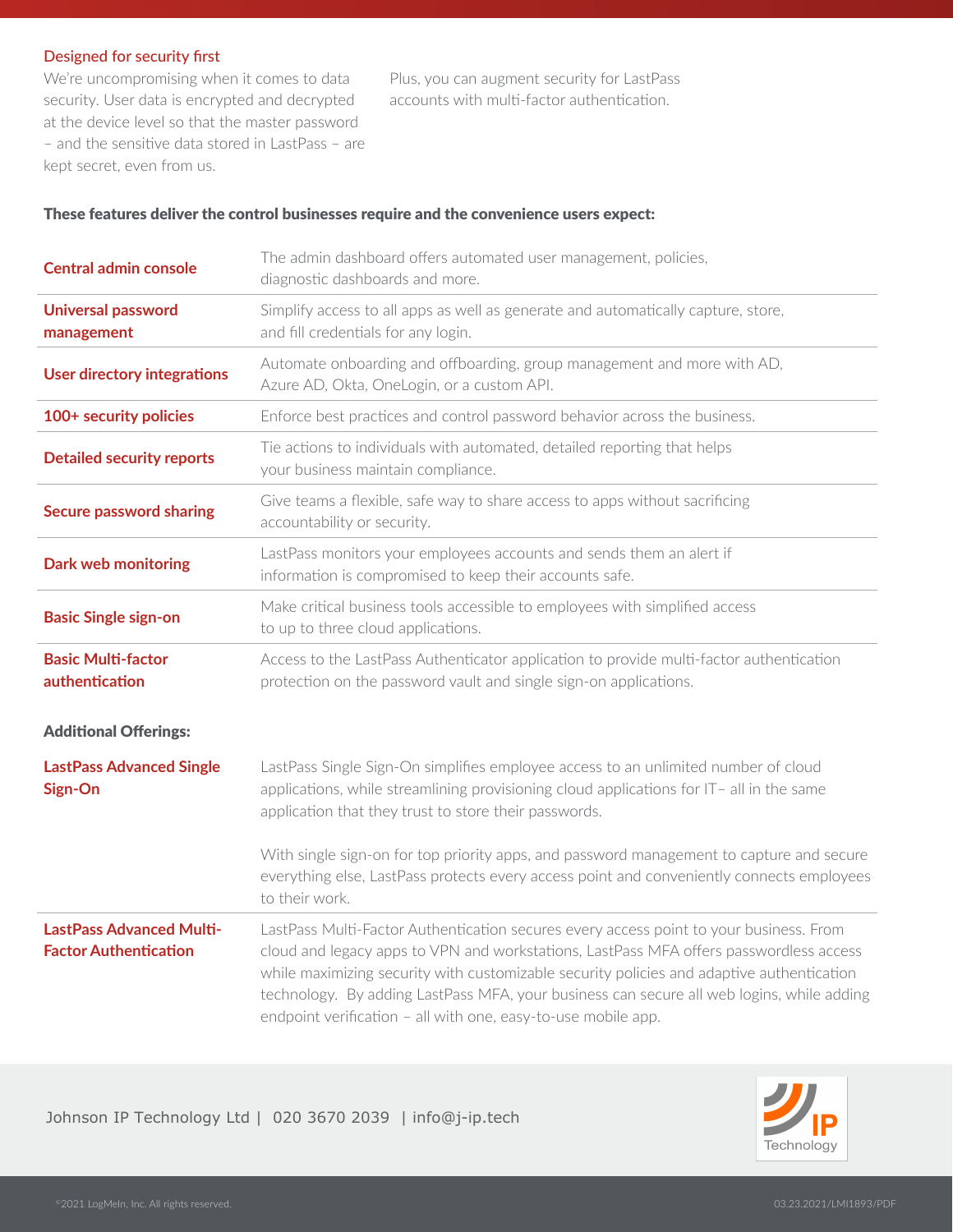### Designed for security first

We're uncompromising when it comes to data security. User data is encrypted and decrypted at the device level so that the master password – and the sensitive data stored in LastPass – are kept secret, even from us.

Plus, you can augment security for LastPass accounts with multi-factor authentication.

**These features deliver the control businesses require and the convenience users expect:**

| | |
|---|---|
| **Central admin console** | The admin dashboard offers automated user management, policies, diagnostic dashboards and more. |
| **Universal password management** | Simplify access to all apps as well as generate and automatically capture, store, and fill credentials for any login. |
| **User directory integrations** | Automate onboarding and offboarding, group management and more with AD, Azure AD, Okta, OneLogin, or a custom API. |
| **100+ security policies** | Enforce best practices and control password behavior across the business. |
| **Detailed security reports** | Tie actions to individuals with automated, detailed reporting that helps your business maintain compliance. |
| **Secure password sharing** | Give teams a flexible, safe way to share access to apps without sacrificing accountability or security. |
| **Dark web monitoring** | LastPass monitors your employees accounts and sends them an alert if information is compromised to keep their accounts safe. |
| **Basic Single sign-on** | Make critical business tools accessible to employees with simplified access to up to three cloud applications. |
| **Basic Multi-factor authentication** | Access to the LastPass Authenticator application to provide multi-factor authentication protection on the password vault and single sign-on applications. |

**Additional Offerings:**

| | |
|---|---|
| **LastPass Advanced Single Sign-On** | LastPass Single Sign-On simplifies employee access to an unlimited number of cloud applications, while streamlining provisioning cloud applications for IT– all in the same application that they trust to store their passwords.<br><br>With single sign-on for top priority apps, and password management to capture and secure everything else, LastPass protects every access point and conveniently connects employees to their work. |
| **LastPass Advanced Multi-Factor Authentication** | LastPass Multi-Factor Authentication secures every access point to your business. From cloud and legacy apps to VPN and workstations, LastPass MFA offers passwordless access while maximizing security with customizable security policies and adaptive authentication technology. By adding LastPass MFA, your business can secure all web logins, while adding endpoint verification – all with one, easy-to-use mobile app. |

Johnson IP Technology Ltd | 020 3670 2039 | info@j-ip.tech

IP Technology

©2021 LogMeIn, Inc. All rights reserved.

03.23.2021/LMI1893/PDF